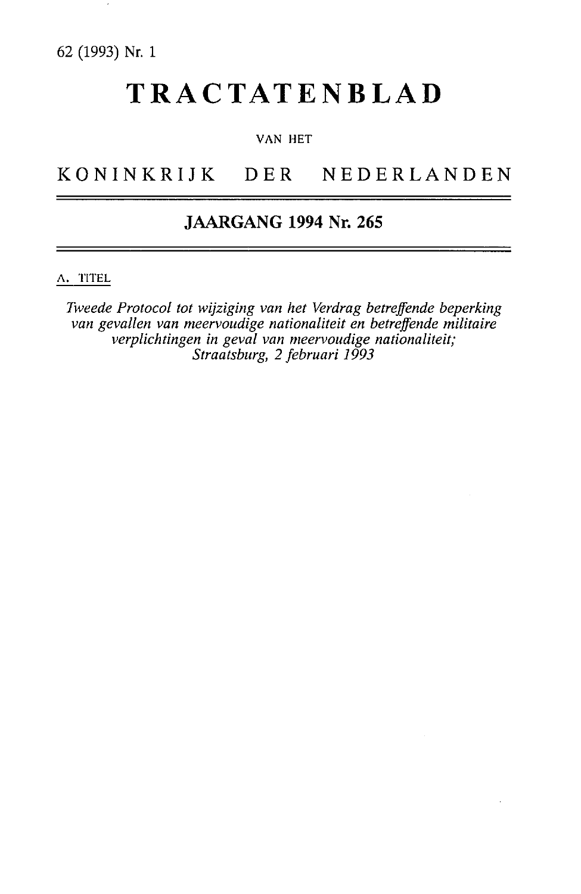62 (1993) Nr. 1

# TRACTATENBLAD

VAN HET

## KONINKRIJK DER NEDERLANDEN

### JAARGANG 1994 Nr. 265

A. TITEL

*Tweede Protocol tot wijziging van het Verdrag betreffende beperking van gevallen van meervoudige nationaliteit en betreffende militaire verplichtingen in geval van meervoudige nationaliteit; Straatsburg, 2 februari 1993*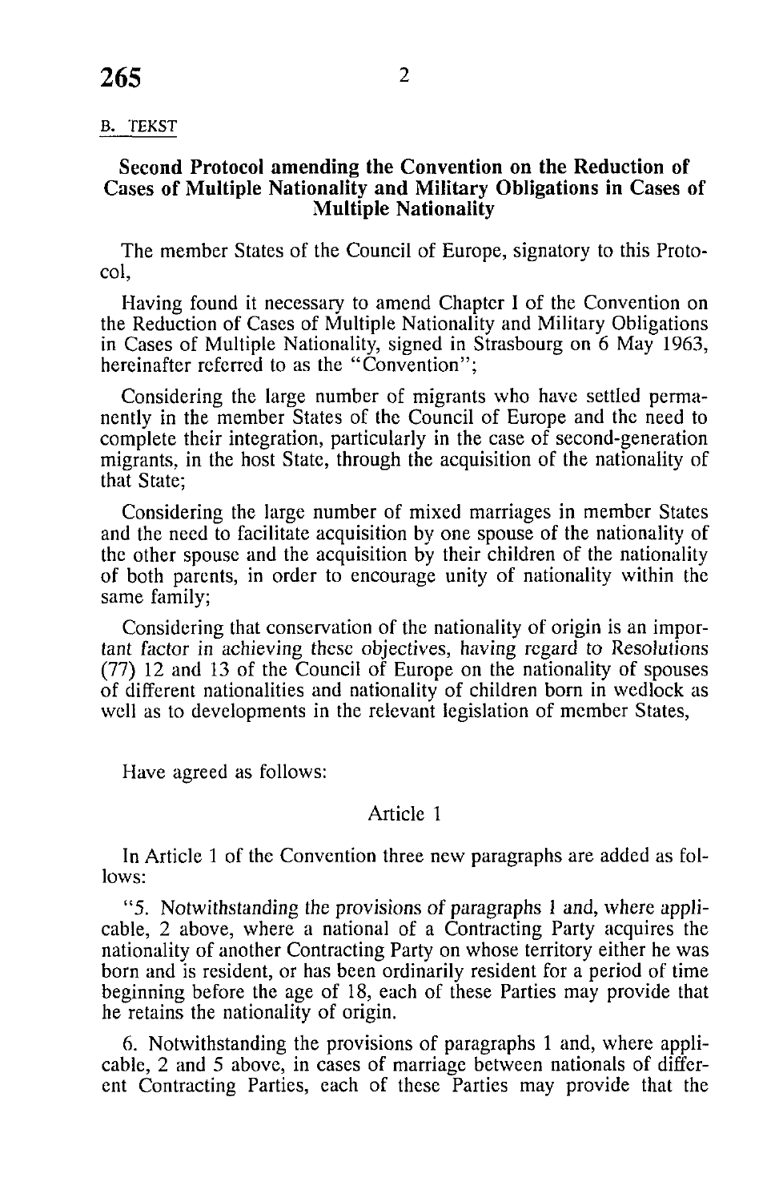B. TEKST

## Second Protocol amending the Convention on the Reduction of Cases of Multiple Nationality and Military Obligations in Cases of Multiple Nationality

The member States of the Council of Europe, signatory to this Protocol,

Having found it necessary to amend Chapter I of the Convention on the Reduction of Cases of Multiple Nationality and Military Obligations in Cases of Multiple Nationality, signed in Strasbourg on 6 May 1963, hereinafter referred to as the "Convention";

Considering the large number of migrants who have settled permanently in the member States of the Council of Europe and the need to complete their integration, particularly in the case of second-generation migrants, in the host State, through the acquisition of the nationality of that State;

Considering the large number of mixed marriages in member States and the need to facilitate acquisition by one spouse of the nationality of the other spouse and the acquisition by their children of the nationality of both parents, in order to encourage unity of nationality within the same family;

Considering that conservation of the nationality of origin is an important factor in achieving these objectives, having regard to Resolutions (77) 12 and 13 of the Council of Europe on the nationality of spouses of different nationalities and nationality of children born in wedlock as well as to developments in the relevant legislation of member States,

Have agreed as follows:

### Article 1

In Article 1 of the Convention three new paragraphs are added as follows:

"5. Notwithstanding the provisions of paragraphs 1 and, where applicable, 2 above, where a national of a Contracting Party acquires the nationality of another Contracting Party on whose territory either he was born and is resident, or has been ordinarily resident for a period of time beginning before the age of 18, each of these Parties may provide that he retains the nationality of origin.

6. Notwithstanding the provisions of paragraphs 1 and, where applicable, 2 and 5 above, in cases of marriage between nationals of different Contracting Parties, each of these Parties may provide that the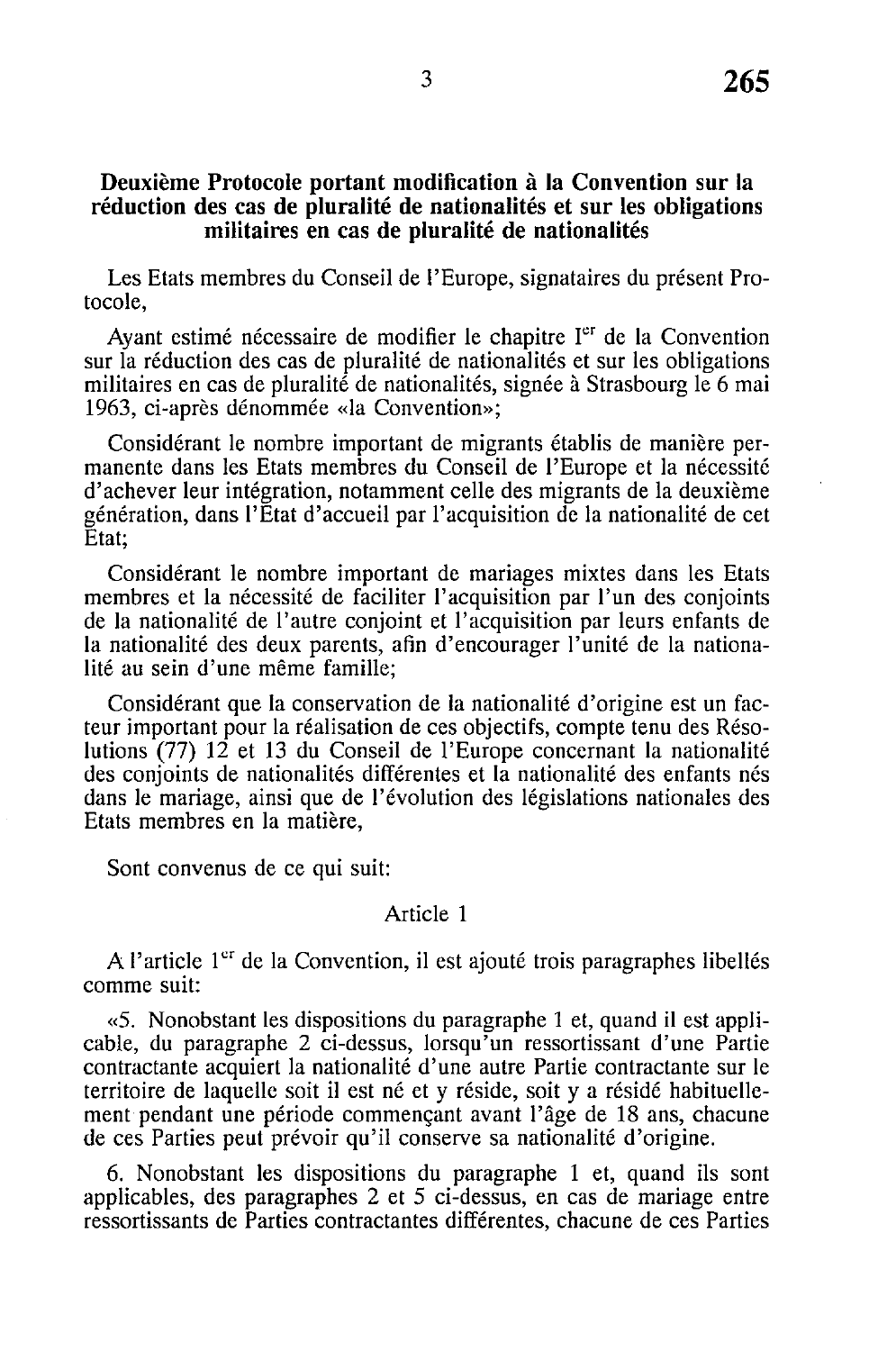## Deuxième Protocole portant modification à la Convention sur la réduction des cas de pluralité de nationalités et sur les obligations militaires en cas de pluralité de nationalités

Les Etats membres du Conseil de l'Europe, signataires du présent Protocole,

Ayant estimé nécessaire de modifier le chapitre I^er de la Convention sur la réduction des cas de pluralité de nationalités et sur les obligations militaires en cas de pluralité de nationalités, signée à Strasbourg le 6 mai 1963, ci-après dénommée «la Convention»;

Considérant le nombre important de migrants établis de manière permanente dans les Etats membres du Conseil de l'Europe et la nécessité d'achever leur intégration, notamment celle des migrants de la deuxième génération, dans l'Etat d'accueil par l'acquisition de la nationalité de cet Etat;

Considérant le nombre important de mariages mixtes dans les Etats membres et la nécessité de faciliter l'acquisition par l'un des conjoints de la nationalité de l'autre conjoint et l'acquisition par leurs enfants de la nationalité des deux parents, afin d'encourager l'unité de la nationalité au sein d'une même famille;

Considérant que la conservation de la nationalité d'origine est un facteur important pour la réalisation de ces objectifs, compte tenu des Résolutions (77) 12 et 13 du Conseil de l'Europe concernant la nationalité des conjoints de nationalités différentes et la nationalité des enfants nés dans le mariage, ainsi que de l'évolution des législations nationales des Etats membres en la matière,

Sont convenus de ce qui suit:

### Article 1

A l'article 1^er de la Convention, il est ajouté trois paragraphes libellés comme suit:

«5. Nonobstant les dispositions du paragraphe 1 et, quand il est applicable, du paragraphe 2 ci-dessus, lorsqu'un ressortissant d'une Partie contractante acquiert la nationalité d'une autre Partie contractante sur le territoire de laquelle soit il est né et y réside, soit y a résidé habituellement pendant une période commençant avant l'âge de 18 ans, chacune de ces Parties peut prévoir qu'il conserve sa nationalité d'origine.

6. Nonobstant les dispositions du paragraphe 1 et, quand ils sont applicables, des paragraphes 2 et 5 ci-dessus, en cas de mariage entre ressortissants de Parties contractantes différentes, chacune de ces Parties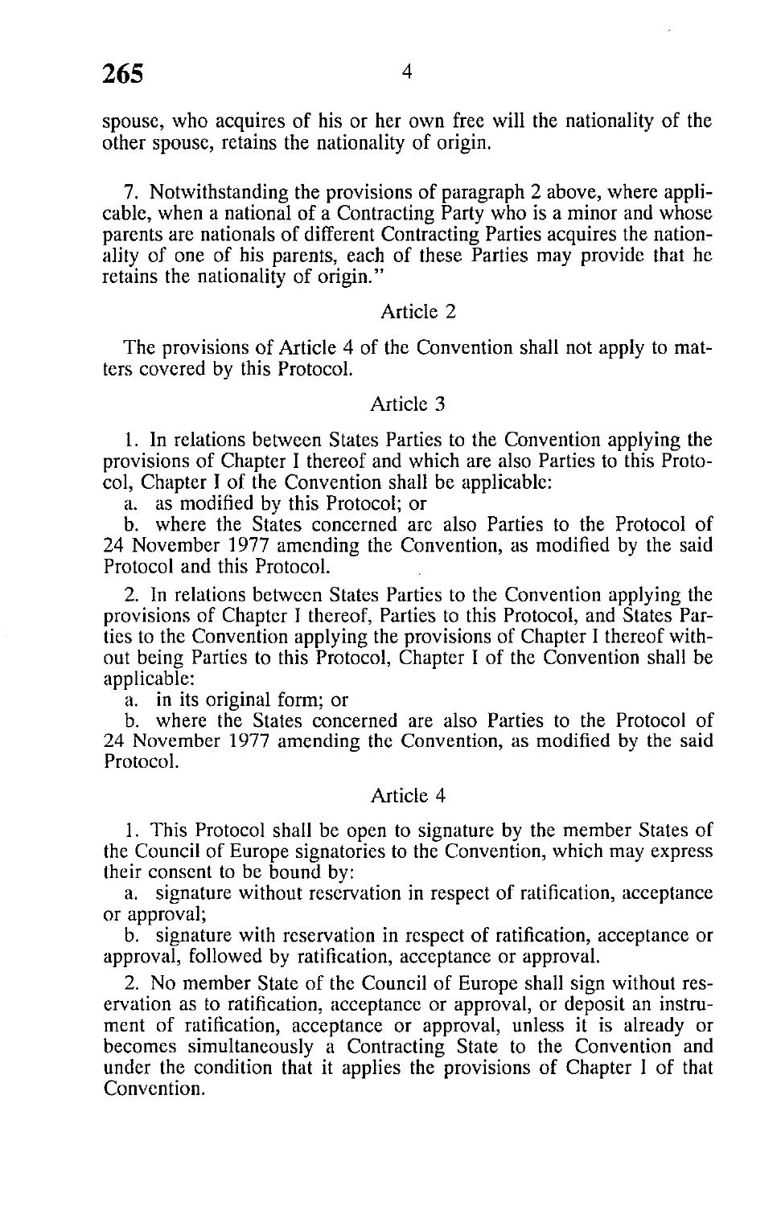spouse, who acquires of his or her own free will the nationality of the other spouse, retains the nationality of origin.

7. Notwithstanding the provisions of paragraph 2 above, where applicable, when a national of a Contracting Party who is a minor and whose parents are nationals of different Contracting Parties acquires the nationality of one of his parents, each of these Parties may provide that he retains the nationality of origin."

### Article 2

The provisions of Article 4 of the Convention shall not apply to matters covered by this Protocol.

### Article 3

1. In relations between States Parties to the Convention applying the provisions of Chapter I thereof and which are also Parties to this Protocol, Chapter I of the Convention shall be applicable:

a. as modified by this Protocol; or

b. where the States concerned are also Parties to the Protocol of 24 November 1977 amending the Convention, as modified by the said Protocol and this Protocol.

2. In relations between States Parties to the Convention applying the provisions of Chapter I thereof, Parties to this Protocol, and States Parties to the Convention applying the provisions of Chapter I thereof without being Parties to this Protocol, Chapter I of the Convention shall be applicable:

a. in its original form; or

b. where the States concerned are also Parties to the Protocol of 24 November 1977 amending the Convention, as modified by the said Protocol.

### Article 4

1. This Protocol shall be open to signature by the member States of the Council of Europe signatories to the Convention, which may express their consent to be bound by:

a. signature without reservation in respect of ratification, acceptance or approval;

b. signature with reservation in respect of ratification, acceptance or approval, followed by ratification, acceptance or approval.

2. No member State of the Council of Europe shall sign without reservation as to ratification, acceptance or approval, or deposit an instrument of ratification, acceptance or approval, unless it is already or becomes simultaneously a Contracting State to the Convention and under the condition that it applies the provisions of Chapter I of that Convention.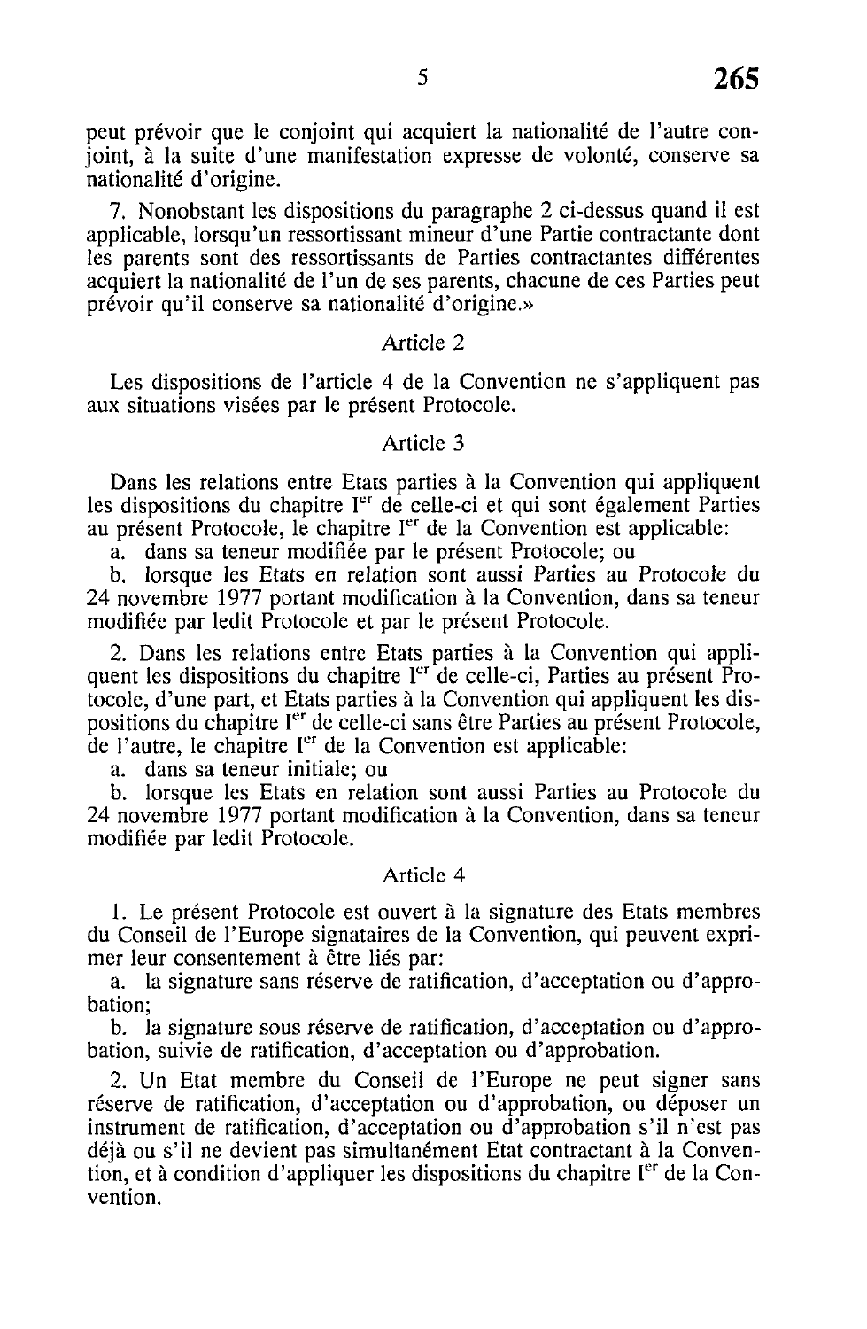peut prévoir que le conjoint qui acquiert la nationalité de l'autre conjoint, à la suite d'une manifestation expresse de volonté, conserve sa nationalité d'origine.

7. Nonobstant les dispositions du paragraphe 2 ci-dessus quand il est applicable, lorsqu'un ressortissant mineur d'une Partie contractante dont les parents sont des ressortissants de Parties contractantes différentes acquiert la nationalité de l'un de ses parents, chacune de ces Parties peut prévoir qu'il conserve sa nationalité d'origine.»

### Article 2

Les dispositions de l'article 4 de la Convention ne s'appliquent pas aux situations visées par le présent Protocole.

### Article 3

Dans les relations entre Etats parties à la Convention qui appliquent les dispositions du chapitre I[er] de celle-ci et qui sont également Parties au présent Protocole, le chapitre I[er] de la Convention est applicable:

a. dans sa teneur modifiée par le présent Protocole; ou

b. lorsque les Etats en relation sont aussi Parties au Protocole du 24 novembre 1977 portant modification à la Convention, dans sa teneur modifiée par ledit Protocole et par le présent Protocole.

2. Dans les relations entre Etats parties à la Convention qui appliquent les dispositions du chapitre I[er] de celle-ci, Parties au présent Protocole, d'une part, et Etats parties à la Convention qui appliquent les dispositions du chapitre I[er] de celle-ci sans être Parties au présent Protocole, de l'autre, le chapitre I[er] de la Convention est applicable:

a. dans sa teneur initiale; ou

b. lorsque les Etats en relation sont aussi Parties au Protocole du 24 novembre 1977 portant modification à la Convention, dans sa teneur modifiée par ledit Protocole.

### Article 4

1. Le présent Protocole est ouvert à la signature des Etats membres du Conseil de l'Europe signataires de la Convention, qui peuvent exprimer leur consentement à être liés par:

a. la signature sans réserve de ratification, d'acceptation ou d'approbation;

b. la signature sous réserve de ratification, d'acceptation ou d'approbation, suivie de ratification, d'acceptation ou d'approbation.

2. Un Etat membre du Conseil de l'Europe ne peut signer sans réserve de ratification, d'acceptation ou d'approbation, ou déposer un instrument de ratification, d'acceptation ou d'approbation s'il n'est pas déjà ou s'il ne devient pas simultanément Etat contractant à la Convention, et à condition d'appliquer les dispositions du chapitre I[er] de la Convention.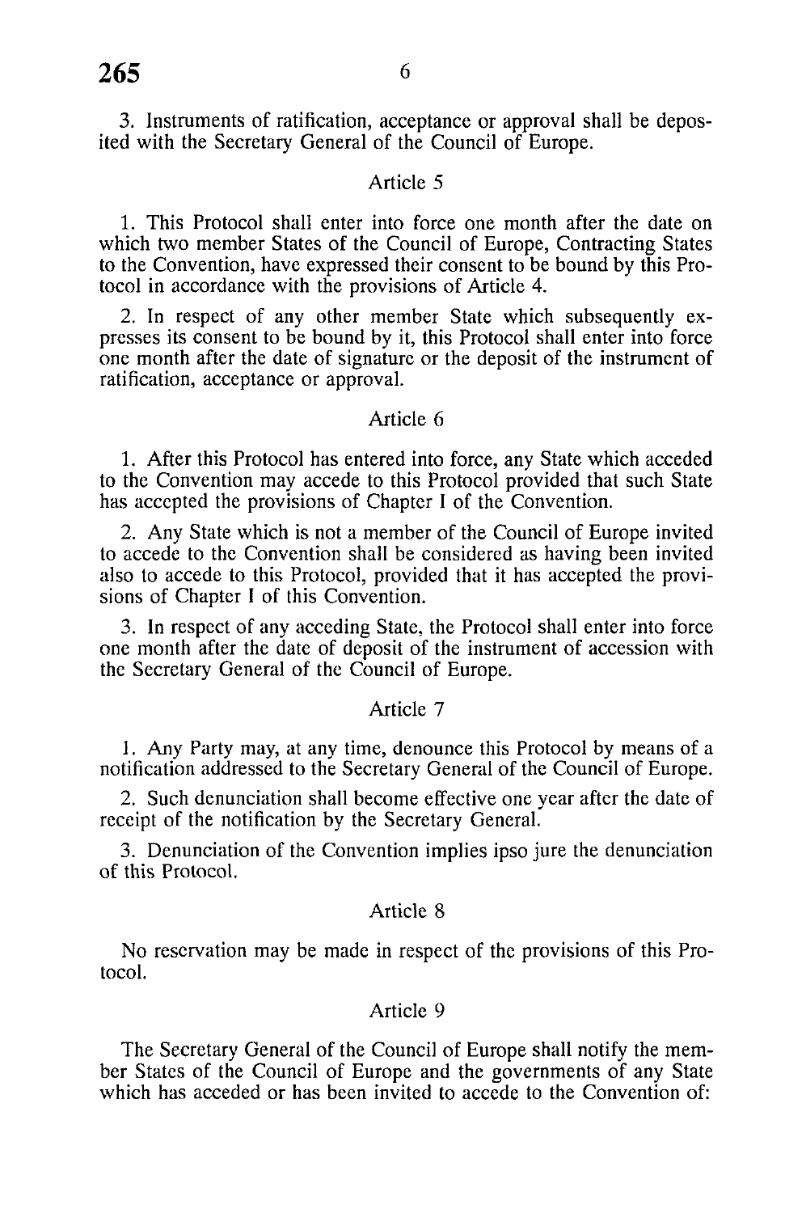3. Instruments of ratification, acceptance or approval shall be deposited with the Secretary General of the Council of Europe.

Article 5

1. This Protocol shall enter into force one month after the date on which two member States of the Council of Europe, Contracting States to the Convention, have expressed their consent to be bound by this Protocol in accordance with the provisions of Article 4.

2. In respect of any other member State which subsequently expresses its consent to be bound by it, this Protocol shall enter into force one month after the date of signature or the deposit of the instrument of ratification, acceptance or approval.

Article 6

1. After this Protocol has entered into force, any State which acceded to the Convention may accede to this Protocol provided that such State has accepted the provisions of Chapter I of the Convention.

2. Any State which is not a member of the Council of Europe invited to accede to the Convention shall be considered as having been invited also to accede to this Protocol, provided that it has accepted the provisions of Chapter I of this Convention.

3. In respect of any acceding State, the Protocol shall enter into force one month after the date of deposit of the instrument of accession with the Secretary General of the Council of Europe.

Article 7

1. Any Party may, at any time, denounce this Protocol by means of a notification addressed to the Secretary General of the Council of Europe.

2. Such denunciation shall become effective one year after the date of receipt of the notification by the Secretary General.

3. Denunciation of the Convention implies ipso jure the denunciation of this Protocol.

Article 8

No reservation may be made in respect of the provisions of this Protocol.

Article 9

The Secretary General of the Council of Europe shall notify the member States of the Council of Europe and the governments of any State which has acceded or has been invited to accede to the Convention of: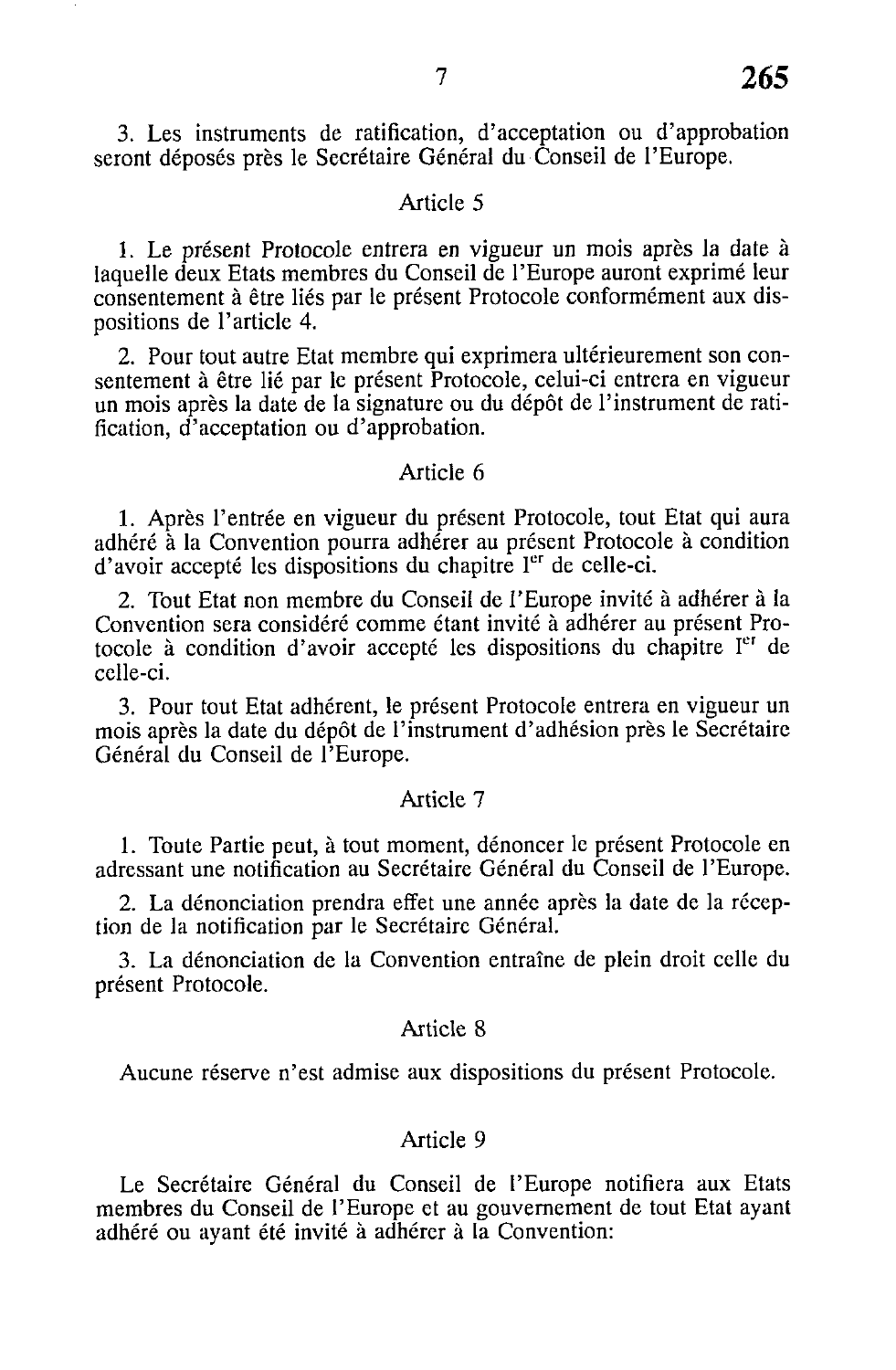3. Les instruments de ratification, d'acceptation ou d'approbation seront déposés près le Secrétaire Général du Conseil de l'Europe.

Article 5

1. Le présent Protocole entrera en vigueur un mois après la date à laquelle deux Etats membres du Conseil de l'Europe auront exprimé leur consentement à être liés par le présent Protocole conformément aux dispositions de l'article 4.

2. Pour tout autre Etat membre qui exprimera ultérieurement son consentement à être lié par le présent Protocole, celui-ci entrera en vigueur un mois après la date de la signature ou du dépôt de l'instrument de ratification, d'acceptation ou d'approbation.

Article 6

1. Après l'entrée en vigueur du présent Protocole, tout Etat qui aura adhéré à la Convention pourra adhérer au présent Protocole à condition d'avoir accepté les dispositions du chapitre Ier de celle-ci.

2. Tout Etat non membre du Conseil de l'Europe invité à adhérer à la Convention sera considéré comme étant invité à adhérer au présent Protocole à condition d'avoir accepté les dispositions du chapitre Ier de celle-ci.

3. Pour tout Etat adhérent, le présent Protocole entrera en vigueur un mois après la date du dépôt de l'instrument d'adhésion près le Secrétaire Général du Conseil de l'Europe.

Article 7

1. Toute Partie peut, à tout moment, dénoncer le présent Protocole en adressant une notification au Secrétaire Général du Conseil de l'Europe.

2. La dénonciation prendra effet une année après la date de la réception de la notification par le Secrétaire Général.

3. La dénonciation de la Convention entraîne de plein droit celle du présent Protocole.

Article 8

Aucune réserve n'est admise aux dispositions du présent Protocole.

Article 9

Le Secrétaire Général du Conseil de l'Europe notifiera aux Etats membres du Conseil de l'Europe et au gouvernement de tout Etat ayant adhéré ou ayant été invité à adhérer à la Convention: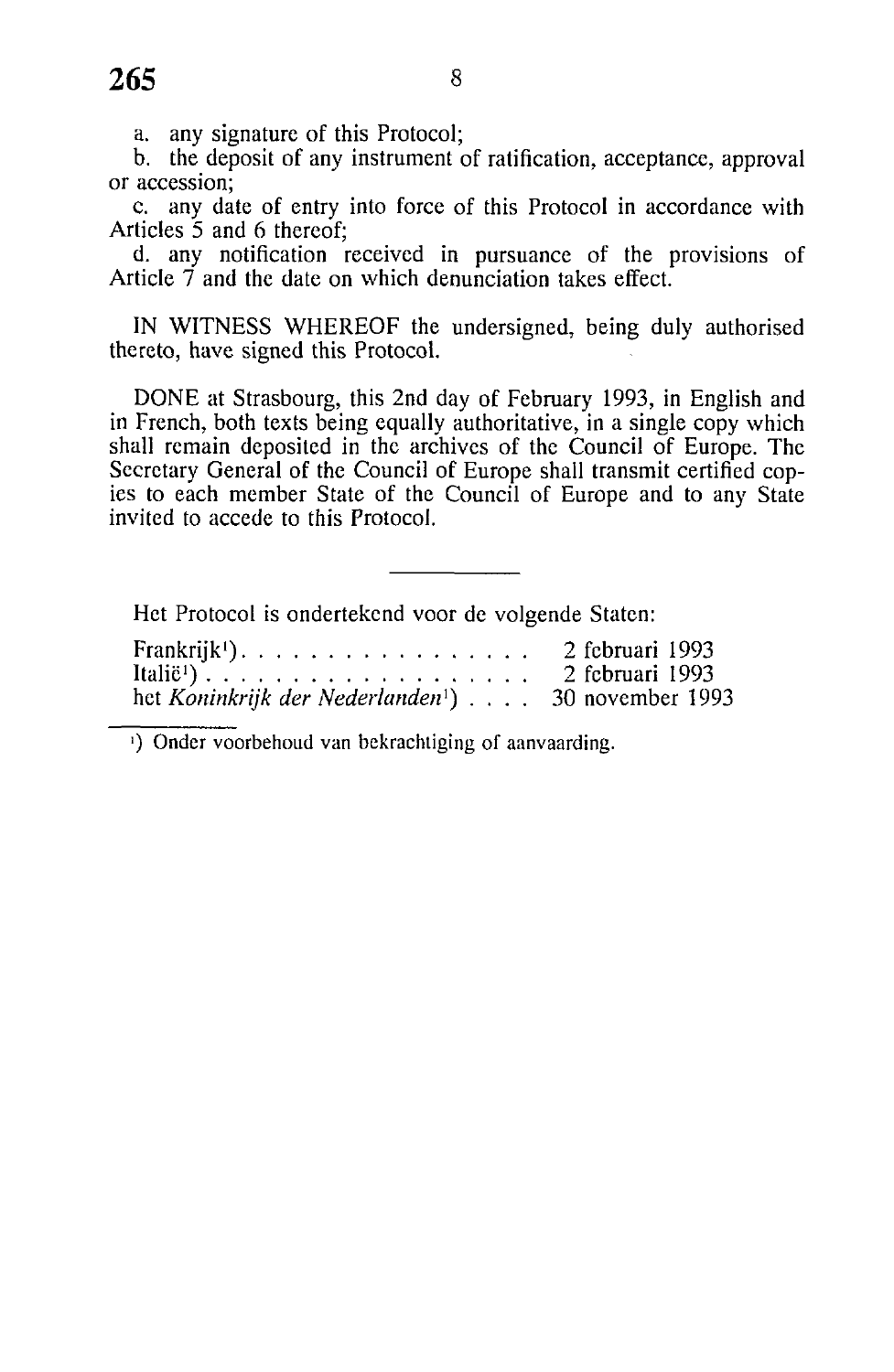a. any signature of this Protocol;

b. the deposit of any instrument of ratification, acceptance, approval or accession;

c. any date of entry into force of this Protocol in accordance with Articles 5 and 6 thereof;

d. any notification received in pursuance of the provisions of Article 7 and the date on which denunciation takes effect.

IN WITNESS WHEREOF the undersigned, being duly authorised thereto, have signed this Protocol.

DONE at Strasbourg, this 2nd day of February 1993, in English and in French, both texts being equally authoritative, in a single copy which shall remain deposited in the archives of the Council of Europe. The Secretary General of the Council of Europe shall transmit certified copies to each member State of the Council of Europe and to any State invited to accede to this Protocol.

---

Het Protocol is ondertekend voor de volgende Staten:

Frankrijk[1]. . . . . . . . . . . . . . . . . 2 februari 1993
Italië[1] . . . . . . . . . . . . . . . . . . . 2 februari 1993
het *Koninkrijk der Nederlanden*[1] . . . . 30 november 1993

[1]) Onder voorbehoud van bekrachtiging of aanvaarding.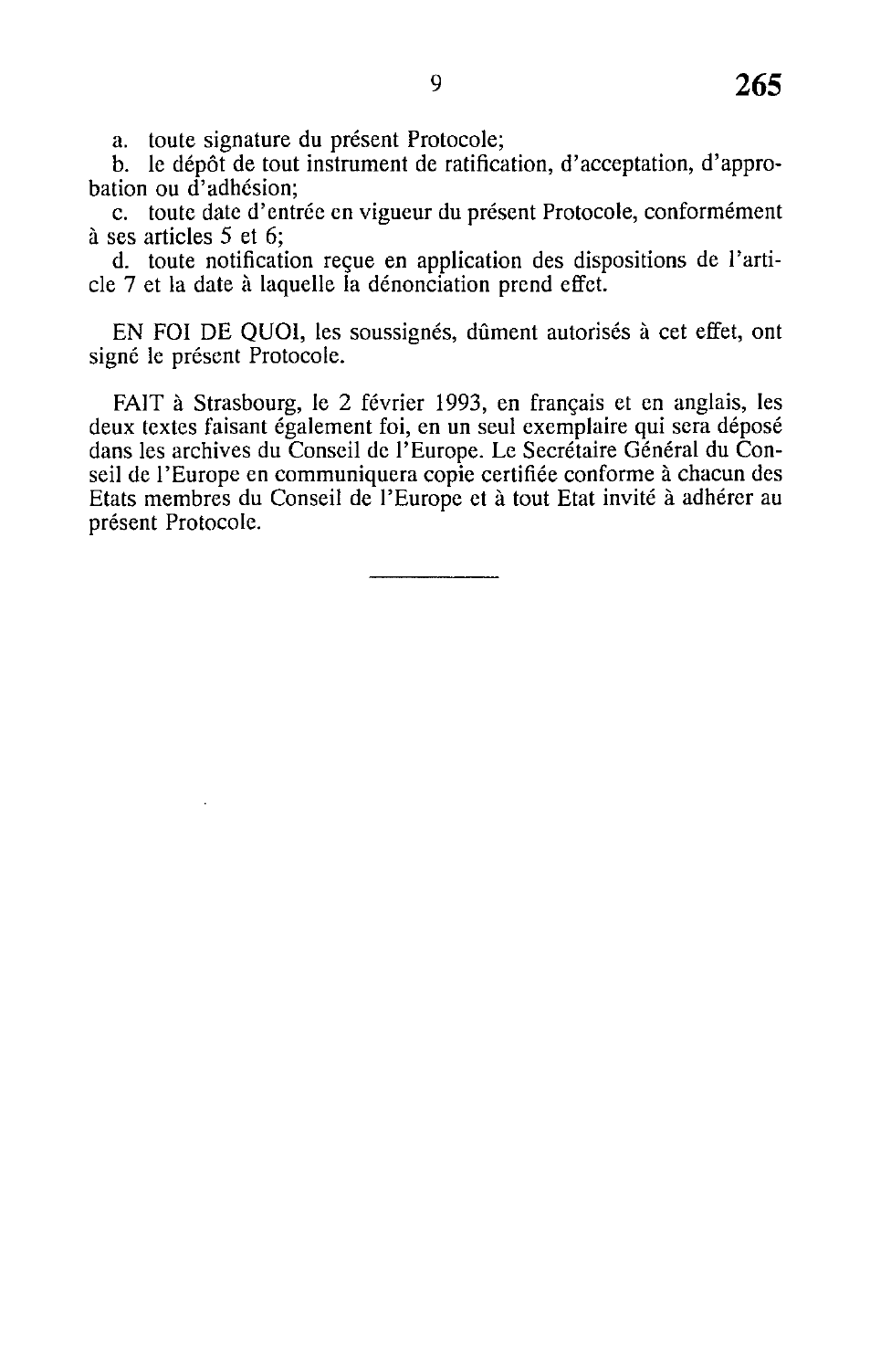a. toute signature du présent Protocole;

b. le dépôt de tout instrument de ratification, d'acceptation, d'approbation ou d'adhésion;

c. toute date d'entrée en vigueur du présent Protocole, conformément à ses articles 5 et 6;

d. toute notification reçue en application des dispositions de l'article 7 et la date à laquelle la dénonciation prend effet.

EN FOI DE QUOI, les soussignés, dûment autorisés à cet effet, ont signé le présent Protocole.

FAIT à Strasbourg, le 2 février 1993, en français et en anglais, les deux textes faisant également foi, en un seul exemplaire qui sera déposé dans les archives du Conseil de l'Europe. Le Secrétaire Général du Conseil de l'Europe en communiquera copie certifiée conforme à chacun des Etats membres du Conseil de l'Europe et à tout Etat invité à adhérer au présent Protocole.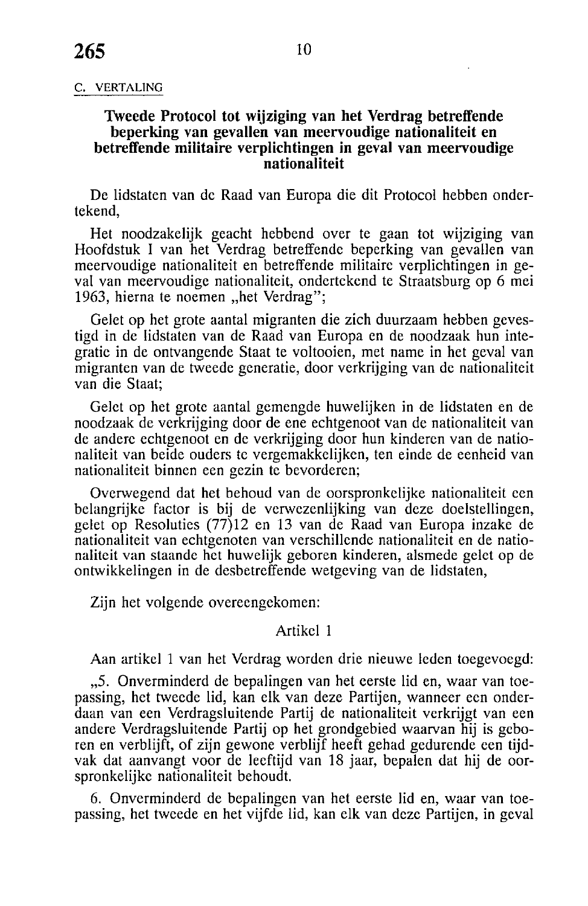C. VERTALING

## Tweede Protocol tot wijziging van het Verdrag betreffende beperking van gevallen van meervoudige nationaliteit en betreffende militaire verplichtingen in geval van meervoudige nationaliteit

De lidstaten van de Raad van Europa die dit Protocol hebben ondertekend,

Het noodzakelijk geacht hebbend over te gaan tot wijziging van Hoofdstuk I van het Verdrag betreffende beperking van gevallen van meervoudige nationaliteit en betreffende militaire verplichtingen in geval van meervoudige nationaliteit, ondertekend te Straatsburg op 6 mei 1963, hierna te noemen „het Verdrag";

Gelet op het grote aantal migranten die zich duurzaam hebben gevestigd in de lidstaten van de Raad van Europa en de noodzaak hun integratie in de ontvangende Staat te voltooien, met name in het geval van migranten van de tweede generatie, door verkrijging van de nationaliteit van die Staat;

Gelet op het grote aantal gemengde huwelijken in de lidstaten en de noodzaak de verkrijging door de ene echtgenoot van de nationaliteit van de andere echtgenoot en de verkrijging door hun kinderen van de nationaliteit van beide ouders te vergemakkelijken, ten einde de eenheid van nationaliteit binnen een gezin te bevorderen;

Overwegend dat het behoud van de oorspronkelijke nationaliteit een belangrijke factor is bij de verwezenlijking van deze doelstellingen, gelet op Resoluties (77)12 en 13 van de Raad van Europa inzake de nationaliteit van echtgenoten van verschillende nationaliteit en de nationaliteit van staande het huwelijk geboren kinderen, alsmede gelet op de ontwikkelingen in de desbetreffende wetgeving van de lidstaten,

Zijn het volgende overeengekomen:

Artikel 1

Aan artikel 1 van het Verdrag worden drie nieuwe leden toegevoegd:

„5. Onverminderd de bepalingen van het eerste lid en, waar van toepassing, het tweede lid, kan elk van deze Partijen, wanneer een onderdaan van een Verdragsluitende Partij de nationaliteit verkrijgt van een andere Verdragsluitende Partij op het grondgebied waarvan hij is geboren en verblijft, of zijn gewone verblijf heeft gehad gedurende een tijdvak dat aanvangt voor de leeftijd van 18 jaar, bepalen dat hij de oorspronkelijke nationaliteit behoudt.

6. Onverminderd de bepalingen van het eerste lid en, waar van toepassing, het tweede en het vijfde lid, kan elk van deze Partijen, in geval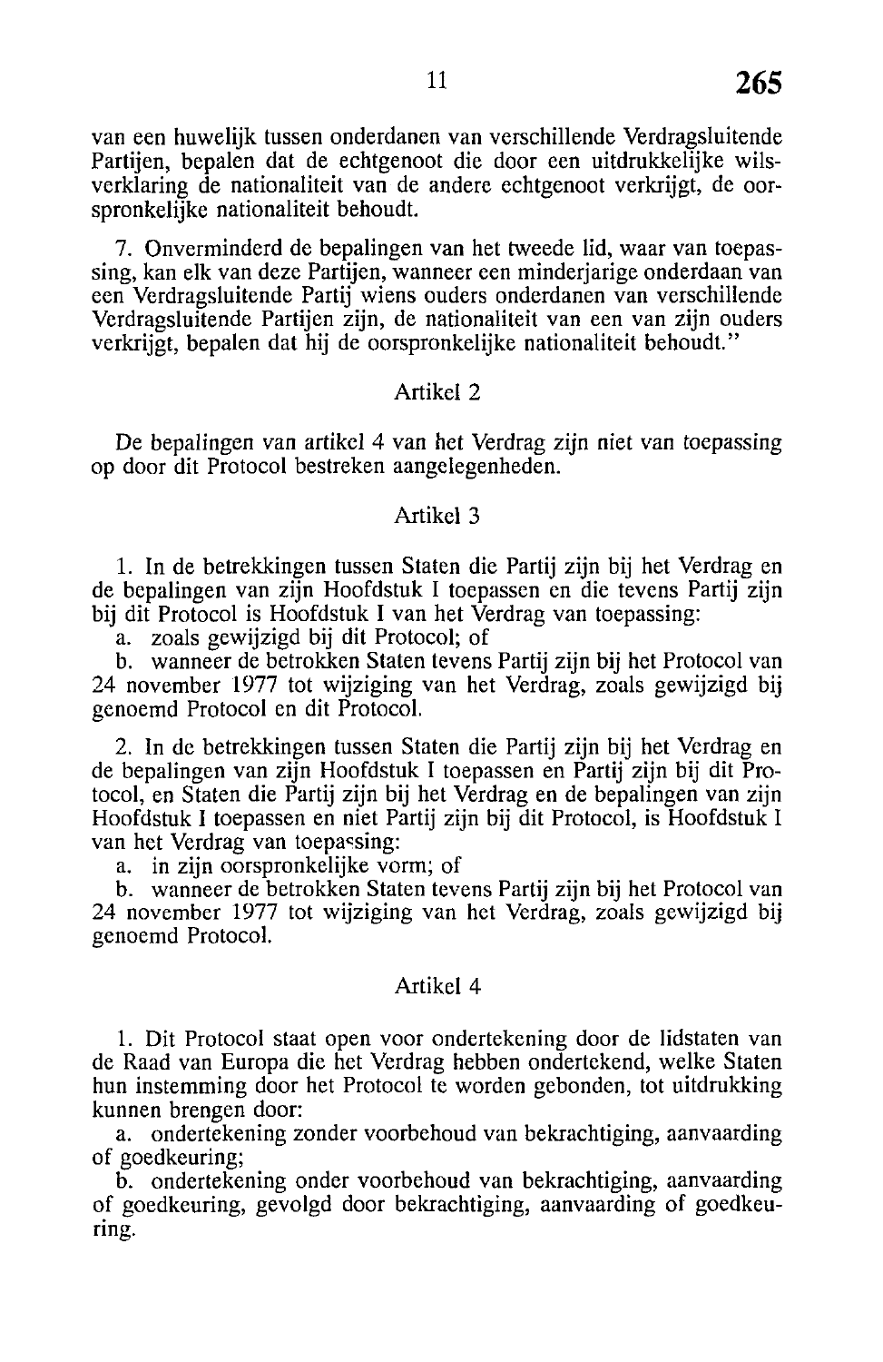van een huwelijk tussen onderdanen van verschillende Verdragsluitende Partijen, bepalen dat de echtgenoot die door een uitdrukkelijke wilsverklaring de nationaliteit van de andere echtgenoot verkrijgt, de oorspronkelijke nationaliteit behoudt.

7. Onverminderd de bepalingen van het tweede lid, waar van toepassing, kan elk van deze Partijen, wanneer een minderjarige onderdaan van een Verdragsluitende Partij wiens ouders onderdanen van verschillende Verdragsluitende Partijen zijn, de nationaliteit van een van zijn ouders verkrijgt, bepalen dat hij de oorspronkelijke nationaliteit behoudt."

### Artikel 2

De bepalingen van artikel 4 van het Verdrag zijn niet van toepassing op door dit Protocol bestreken aangelegenheden.

### Artikel 3

1. In de betrekkingen tussen Staten die Partij zijn bij het Verdrag en de bepalingen van zijn Hoofdstuk I toepassen en die tevens Partij zijn bij dit Protocol is Hoofdstuk I van het Verdrag van toepassing:
a. zoals gewijzigd bij dit Protocol; of
b. wanneer de betrokken Staten tevens Partij zijn bij het Protocol van 24 november 1977 tot wijziging van het Verdrag, zoals gewijzigd bij genoemd Protocol en dit Protocol.

2. In de betrekkingen tussen Staten die Partij zijn bij het Verdrag en de bepalingen van zijn Hoofdstuk I toepassen en Partij zijn bij dit Protocol, en Staten die Partij zijn bij het Verdrag en de bepalingen van zijn Hoofdstuk I toepassen en niet Partij zijn bij dit Protocol, is Hoofdstuk I van het Verdrag van toepassing:
a. in zijn oorspronkelijke vorm; of
b. wanneer de betrokken Staten tevens Partij zijn bij het Protocol van 24 november 1977 tot wijziging van het Verdrag, zoals gewijzigd bij genoemd Protocol.

### Artikel 4

1. Dit Protocol staat open voor ondertekening door de lidstaten van de Raad van Europa die het Verdrag hebben ondertekend, welke Staten hun instemming door het Protocol te worden gebonden, tot uitdrukking kunnen brengen door:
a. ondertekening zonder voorbehoud van bekrachtiging, aanvaarding of goedkeuring;
b. ondertekening onder voorbehoud van bekrachtiging, aanvaarding of goedkeuring, gevolgd door bekrachtiging, aanvaarding of goedkeuring.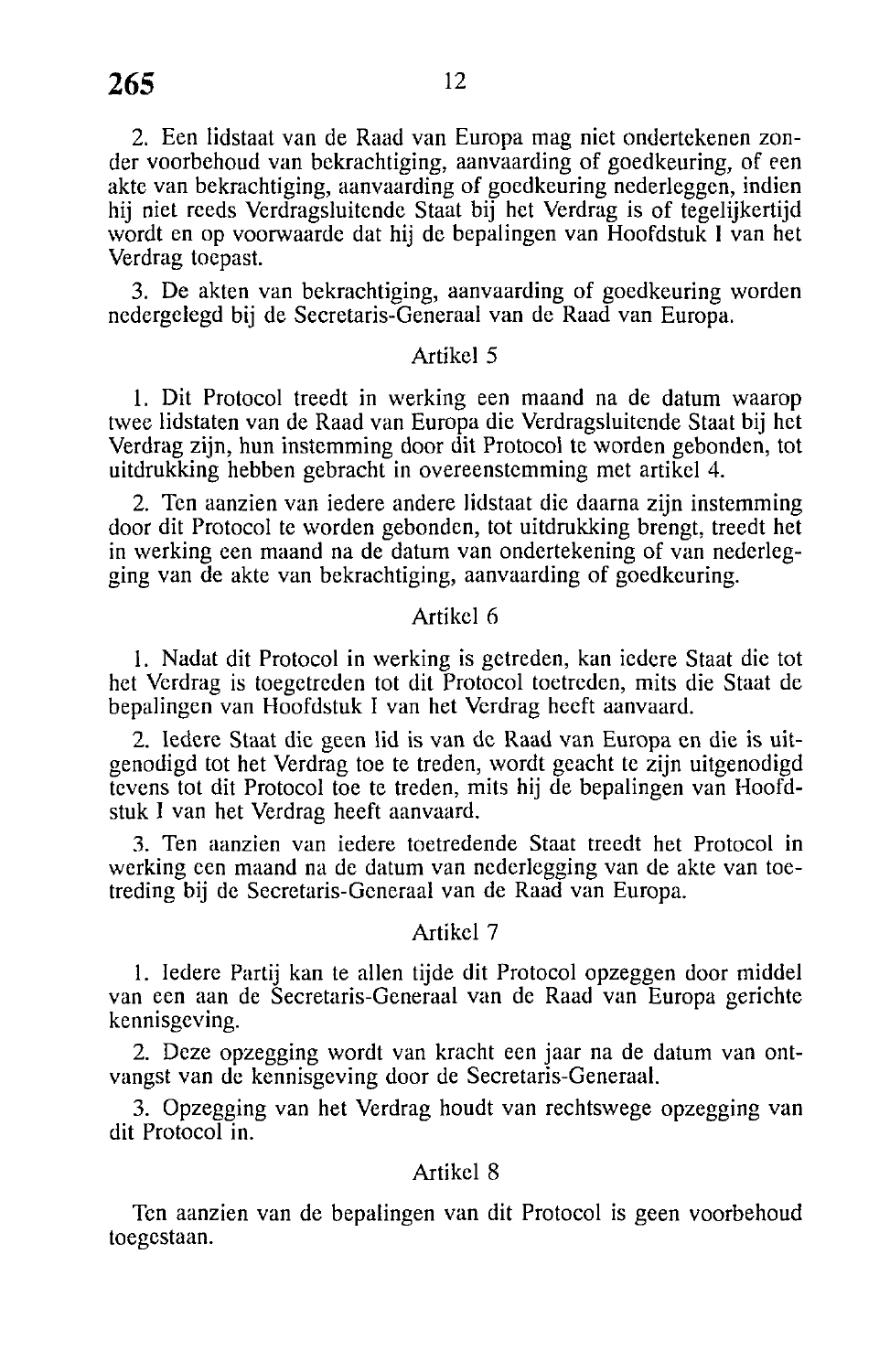2. Een lidstaat van de Raad van Europa mag niet ondertekenen zonder voorbehoud van bekrachtiging, aanvaarding of goedkeuring, of een akte van bekrachtiging, aanvaarding of goedkeuring nederleggen, indien hij niet reeds Verdragsluitende Staat bij het Verdrag is of tegelijkertijd wordt en op voorwaarde dat hij de bepalingen van Hoofdstuk I van het Verdrag toepast.

3. De akten van bekrachtiging, aanvaarding of goedkeuring worden nedergelegd bij de Secretaris-Generaal van de Raad van Europa.

Artikel 5

1. Dit Protocol treedt in werking een maand na de datum waarop twee lidstaten van de Raad van Europa die Verdragsluitende Staat bij het Verdrag zijn, hun instemming door dit Protocol te worden gebonden, tot uitdrukking hebben gebracht in overeenstemming met artikel 4.

2. Ten aanzien van iedere andere lidstaat die daarna zijn instemming door dit Protocol te worden gebonden, tot uitdrukking brengt, treedt het in werking een maand na de datum van ondertekening of van nederlegging van de akte van bekrachtiging, aanvaarding of goedkeuring.

Artikel 6

1. Nadat dit Protocol in werking is getreden, kan iedere Staat die tot het Verdrag is toegetreden tot dit Protocol toetreden, mits die Staat de bepalingen van Hoofdstuk I van het Verdrag heeft aanvaard.

2. Iedere Staat die geen lid is van de Raad van Europa en die is uitgenodigd tot het Verdrag toe te treden, wordt geacht te zijn uitgenodigd tevens tot dit Protocol toe te treden, mits hij de bepalingen van Hoofdstuk I van het Verdrag heeft aanvaard.

3. Ten aanzien van iedere toetredende Staat treedt het Protocol in werking een maand na de datum van nederlegging van de akte van toetreding bij de Secretaris-Generaal van de Raad van Europa.

Artikel 7

1. Iedere Partij kan te allen tijde dit Protocol opzeggen door middel van een aan de Secretaris-Generaal van de Raad van Europa gerichte kennisgeving.

2. Deze opzegging wordt van kracht een jaar na de datum van ontvangst van de kennisgeving door de Secretaris-Generaal.

3. Opzegging van het Verdrag houdt van rechtswege opzegging van dit Protocol in.

Artikel 8

Ten aanzien van de bepalingen van dit Protocol is geen voorbehoud toegestaan.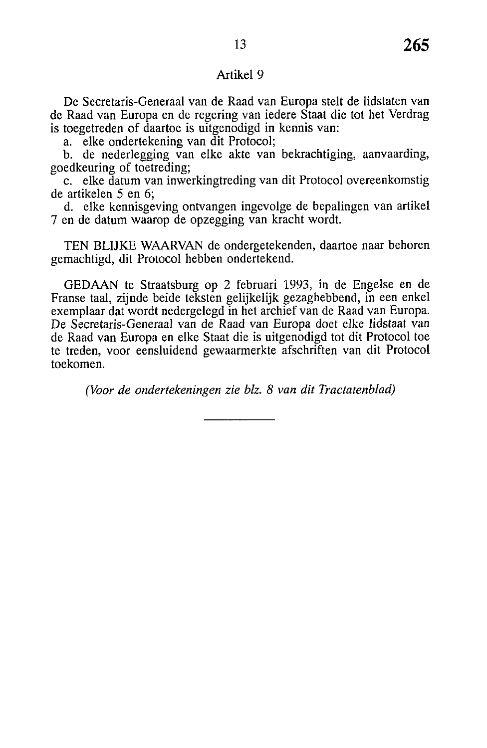### Artikel 9

De Secretaris-Generaal van de Raad van Europa stelt de lidstaten van de Raad van Europa en de regering van iedere Staat die tot het Verdrag is toegetreden of daartoe is uitgenodigd in kennis van:

a. elke ondertekening van dit Protocol;

b. de nederlegging van elke akte van bekrachtiging, aanvaarding, goedkeuring of toetreding;

c. elke datum van inwerkingtreding van dit Protocol overeenkomstig de artikelen 5 en 6;

d. elke kennisgeving ontvangen ingevolge de bepalingen van artikel 7 en de datum waarop de opzegging van kracht wordt.

TEN BLIJKE WAARVAN de ondergetekenden, daartoe naar behoren gemachtigd, dit Protocol hebben ondertekend.

GEDAAN te Straatsburg op 2 februari 1993, in de Engelse en de Franse taal, zijnde beide teksten gelijkelijk gezaghebbend, in een enkel exemplaar dat wordt nedergelegd in het archief van de Raad van Europa. De Secretaris-Generaal van de Raad van Europa doet elke lidstaat van de Raad van Europa en elke Staat die is uitgenodigd tot dit Protocol toe te treden, voor eensluidend gewaarmerkte afschriften van dit Protocol toekomen.

*(Voor de ondertekeningen zie blz. 8 van dit Tractatenblad)*

---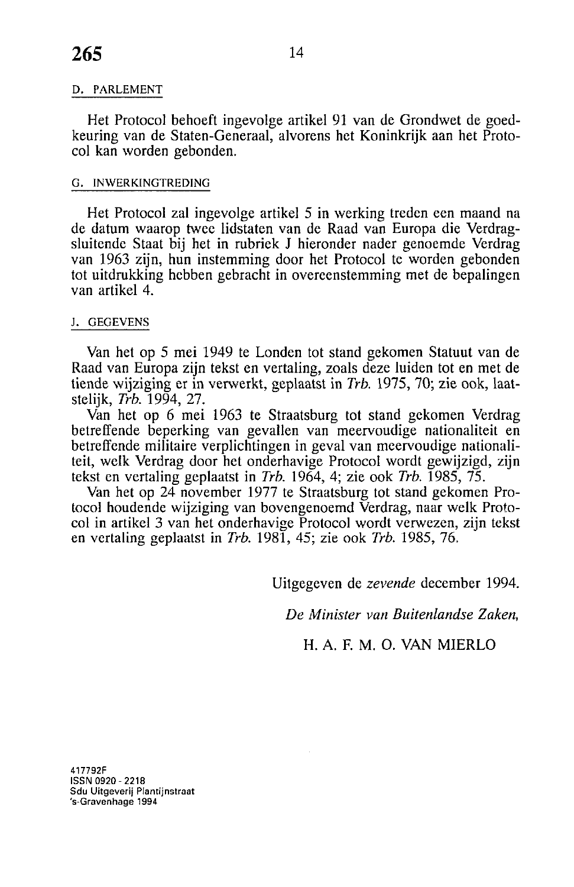### D. PARLEMENT

Het Protocol behoeft ingevolge artikel 91 van de Grondwet de goedkeuring van de Staten-Generaal, alvorens het Koninkrijk aan het Protocol kan worden gebonden.

### G. INWERKINGTREDING

Het Protocol zal ingevolge artikel 5 in werking treden een maand na de datum waarop twee lidstaten van de Raad van Europa die Verdragsluitende Staat bij het in rubriek J hieronder nader genoemde Verdrag van 1963 zijn, hun instemming door het Protocol te worden gebonden tot uitdrukking hebben gebracht in overeenstemming met de bepalingen van artikel 4.

### J. GEGEVENS

Van het op 5 mei 1949 te Londen tot stand gekomen Statuut van de Raad van Europa zijn tekst en vertaling, zoals deze luiden tot en met de tiende wijziging er in verwerkt, geplaatst in *Trb.* 1975, 70; zie ook, laatstelijk, *Trb.* 1994, 27.

Van het op 6 mei 1963 te Straatsburg tot stand gekomen Verdrag betreffende beperking van gevallen van meervoudige nationaliteit en betreffende militaire verplichtingen in geval van meervoudige nationaliteit, welk Verdrag door het onderhavige Protocol wordt gewijzigd, zijn tekst en vertaling geplaatst in *Trb.* 1964, 4; zie ook *Trb.* 1985, 75.

Van het op 24 november 1977 te Straatsburg tot stand gekomen Protocol houdende wijziging van bovengenoemd Verdrag, naar welk Protocol in artikel 3 van het onderhavige Protocol wordt verwezen, zijn tekst en vertaling geplaatst in *Trb.* 1981, 45; zie ook *Trb.* 1985, 76.

Uitgegeven de *zevende* december 1994.

*De Minister van Buitenlandse Zaken,*

H. A. F. M. O. VAN MIERLO

417792F
ISSN 0920 - 2218
Sdu Uitgeverij Plantijnstraat
's-Gravenhage 1994